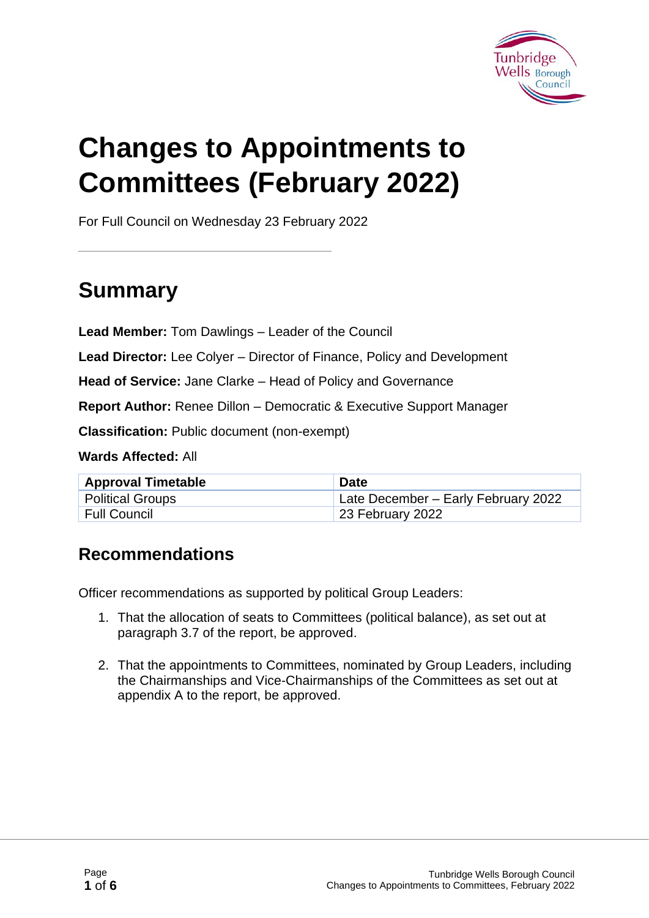# Changes to Appointments to Committees (February 2022)

For Full Council on Wednesday 23 February 2022

## Summary

**Lead Member:** Tom Dawlings – Leader of the Council

**Lead Director:** Lee Colyer – Director of Finance, Policy and Development

**Head of Service:** Jane Clarke – Head of Policy and Governance

**Report Author:** Renee Dillon – Democratic & Executive Support Manager

**Classification:** Public document (non-exempt)

**Wards Affected:** All

| Approval Timetable | Date |
|---|---|
| Political Groups | Late December – Early February 2022 |
| Full Council | 23 February 2022 |

### Recommendations

Officer recommendations as supported by political Group Leaders:

1. That the allocation of seats to Committees (political balance), as set out at paragraph 3.7 of the report, be approved.

2. That the appointments to Committees, nominated by Group Leaders, including the Chairmanships and Vice-Chairmanships of the Committees as set out at appendix A to the report, be approved.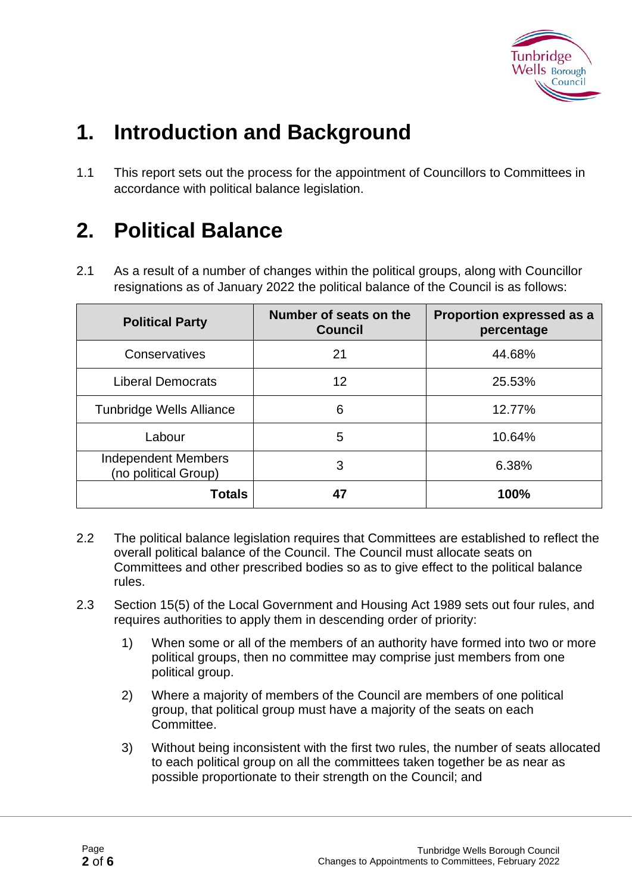# 1. Introduction and Background

1.1 This report sets out the process for the appointment of Councillors to Committees in accordance with political balance legislation.

# 2. Political Balance

2.1 As a result of a number of changes within the political groups, along with Councillor resignations as of January 2022 the political balance of the Council is as follows:

| Political Party | Number of seats on the Council | Proportion expressed as a percentage |
|---|---|---|
| Conservatives | 21 | 44.68% |
| Liberal Democrats | 12 | 25.53% |
| Tunbridge Wells Alliance | 6 | 12.77% |
| Labour | 5 | 10.64% |
| Independent Members (no political Group) | 3 | 6.38% |
| **Totals** | **47** | **100%** |

2.2 The political balance legislation requires that Committees are established to reflect the overall political balance of the Council. The Council must allocate seats on Committees and other prescribed bodies so as to give effect to the political balance rules.

2.3 Section 15(5) of the Local Government and Housing Act 1989 sets out four rules, and requires authorities to apply them in descending order of priority:

1) When some or all of the members of an authority have formed into two or more political groups, then no committee may comprise just members from one political group.

2) Where a majority of members of the Council are members of one political group, that political group must have a majority of the seats on each Committee.

3) Without being inconsistent with the first two rules, the number of seats allocated to each political group on all the committees taken together be as near as possible proportionate to their strength on the Council; and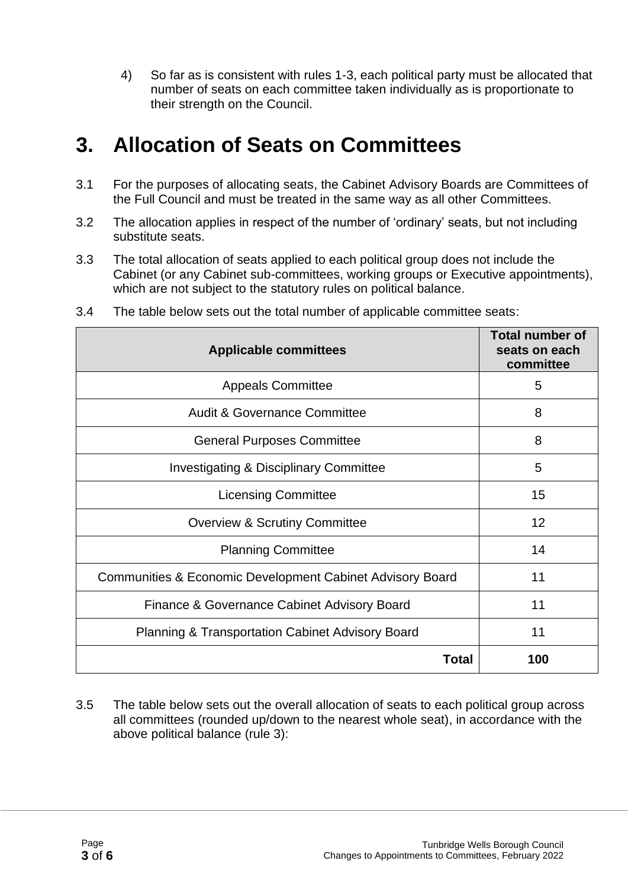4) So far as is consistent with rules 1-3, each political party must be allocated that number of seats on each committee taken individually as is proportionate to their strength on the Council.

# 3. Allocation of Seats on Committees

3.1 For the purposes of allocating seats, the Cabinet Advisory Boards are Committees of the Full Council and must be treated in the same way as all other Committees.

3.2 The allocation applies in respect of the number of 'ordinary' seats, but not including substitute seats.

3.3 The total allocation of seats applied to each political group does not include the Cabinet (or any Cabinet sub-committees, working groups or Executive appointments), which are not subject to the statutory rules on political balance.

3.4 The table below sets out the total number of applicable committee seats:

| Applicable committees | Total number of seats on each committee |
|---|---|
| Appeals Committee | 5 |
| Audit & Governance Committee | 8 |
| General Purposes Committee | 8 |
| Investigating & Disciplinary Committee | 5 |
| Licensing Committee | 15 |
| Overview & Scrutiny Committee | 12 |
| Planning Committee | 14 |
| Communities & Economic Development Cabinet Advisory Board | 11 |
| Finance & Governance Cabinet Advisory Board | 11 |
| Planning & Transportation Cabinet Advisory Board | 11 |
| **Total** | **100** |

3.5 The table below sets out the overall allocation of seats to each political group across all committees (rounded up/down to the nearest whole seat), in accordance with the above political balance (rule 3):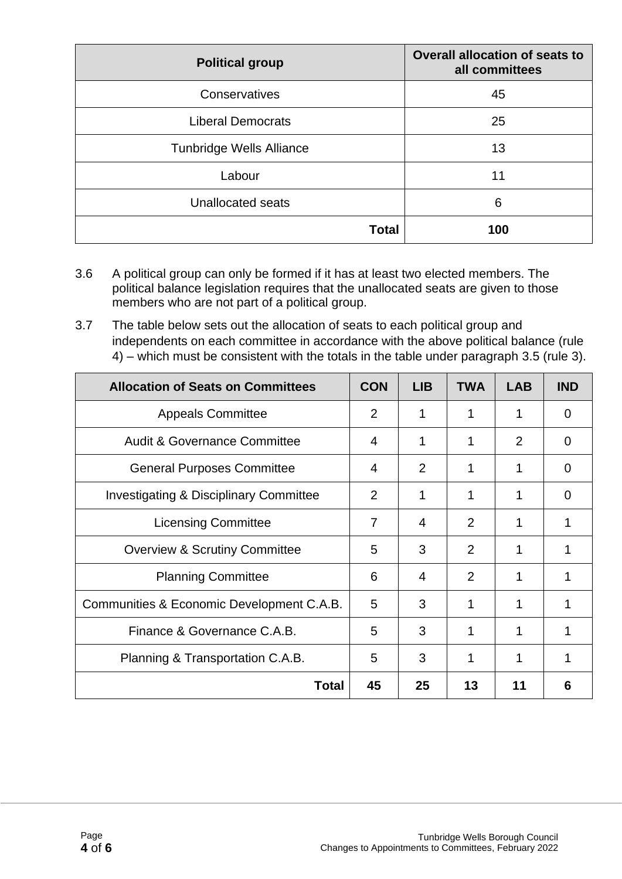| Political group | Overall allocation of seats to all committees |
| --- | --- |
| Conservatives | 45 |
| Liberal Democrats | 25 |
| Tunbridge Wells Alliance | 13 |
| Labour | 11 |
| Unallocated seats | 6 |
| **Total** | **100** |

3.6 A political group can only be formed if it has at least two elected members. The political balance legislation requires that the unallocated seats are given to those members who are not part of a political group.

3.7 The table below sets out the allocation of seats to each political group and independents on each committee in accordance with the above political balance (rule 4) – which must be consistent with the totals in the table under paragraph 3.5 (rule 3).

| Allocation of Seats on Committees | CON | LIB | TWA | LAB | IND |
| --- | --- | --- | --- | --- | --- |
| Appeals Committee | 2 | 1 | 1 | 1 | 0 |
| Audit & Governance Committee | 4 | 1 | 1 | 2 | 0 |
| General Purposes Committee | 4 | 2 | 1 | 1 | 0 |
| Investigating & Disciplinary Committee | 2 | 1 | 1 | 1 | 0 |
| Licensing Committee | 7 | 4 | 2 | 1 | 1 |
| Overview & Scrutiny Committee | 5 | 3 | 2 | 1 | 1 |
| Planning Committee | 6 | 4 | 2 | 1 | 1 |
| Communities & Economic Development C.A.B. | 5 | 3 | 1 | 1 | 1 |
| Finance & Governance C.A.B. | 5 | 3 | 1 | 1 | 1 |
| Planning & Transportation C.A.B. | 5 | 3 | 1 | 1 | 1 |
| **Total** | **45** | **25** | **13** | **11** | **6** |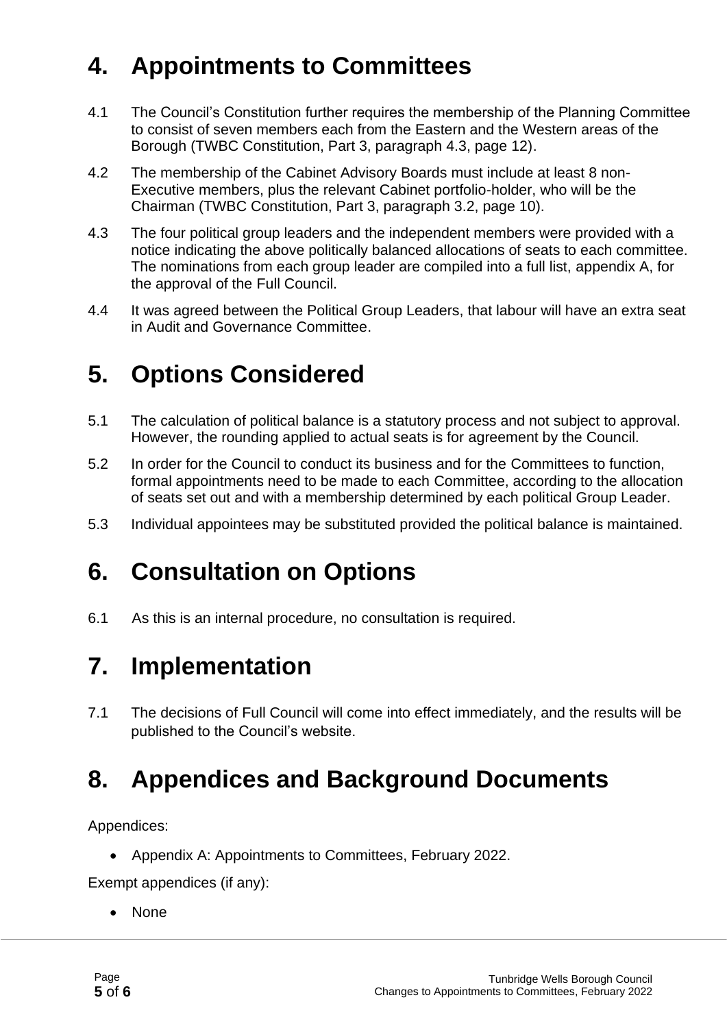# 4. Appointments to Committees

4.1 The Council's Constitution further requires the membership of the Planning Committee to consist of seven members each from the Eastern and the Western areas of the Borough (TWBC Constitution, Part 3, paragraph 4.3, page 12).

4.2 The membership of the Cabinet Advisory Boards must include at least 8 non-Executive members, plus the relevant Cabinet portfolio-holder, who will be the Chairman (TWBC Constitution, Part 3, paragraph 3.2, page 10).

4.3 The four political group leaders and the independent members were provided with a notice indicating the above politically balanced allocations of seats to each committee. The nominations from each group leader are compiled into a full list, appendix A, for the approval of the Full Council.

4.4 It was agreed between the Political Group Leaders, that labour will have an extra seat in Audit and Governance Committee.

# 5. Options Considered

5.1 The calculation of political balance is a statutory process and not subject to approval. However, the rounding applied to actual seats is for agreement by the Council.

5.2 In order for the Council to conduct its business and for the Committees to function, formal appointments need to be made to each Committee, according to the allocation of seats set out and with a membership determined by each political Group Leader.

5.3 Individual appointees may be substituted provided the political balance is maintained.

# 6. Consultation on Options

6.1 As this is an internal procedure, no consultation is required.

# 7. Implementation

7.1 The decisions of Full Council will come into effect immediately, and the results will be published to the Council's website.

# 8. Appendices and Background Documents

Appendices:

- Appendix A: Appointments to Committees, February 2022.

Exempt appendices (if any):

- None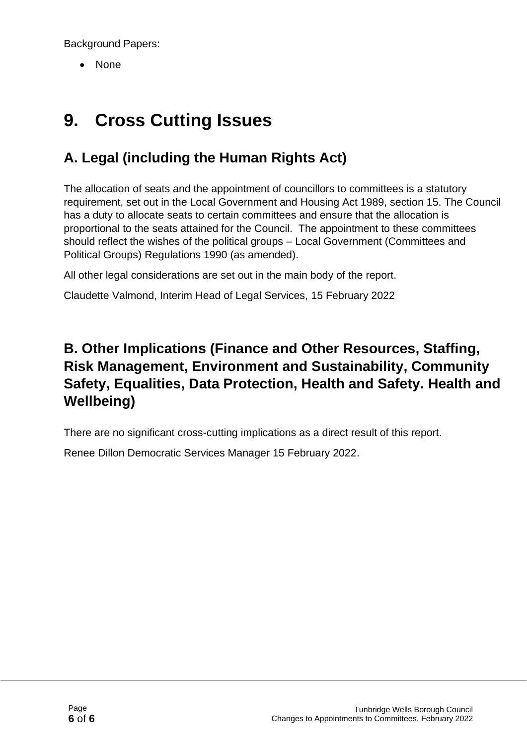Background Papers:

- None

# 9. Cross Cutting Issues

## A. Legal (including the Human Rights Act)

The allocation of seats and the appointment of councillors to committees is a statutory requirement, set out in the Local Government and Housing Act 1989, section 15. The Council has a duty to allocate seats to certain committees and ensure that the allocation is proportional to the seats attained for the Council. The appointment to these committees should reflect the wishes of the political groups – Local Government (Committees and Political Groups) Regulations 1990 (as amended).

All other legal considerations are set out in the main body of the report.

Claudette Valmond, Interim Head of Legal Services, 15 February 2022

## B. Other Implications (Finance and Other Resources, Staffing, Risk Management, Environment and Sustainability, Community Safety, Equalities, Data Protection, Health and Safety. Health and Wellbeing)

There are no significant cross-cutting implications as a direct result of this report.

Renee Dillon Democratic Services Manager 15 February 2022.